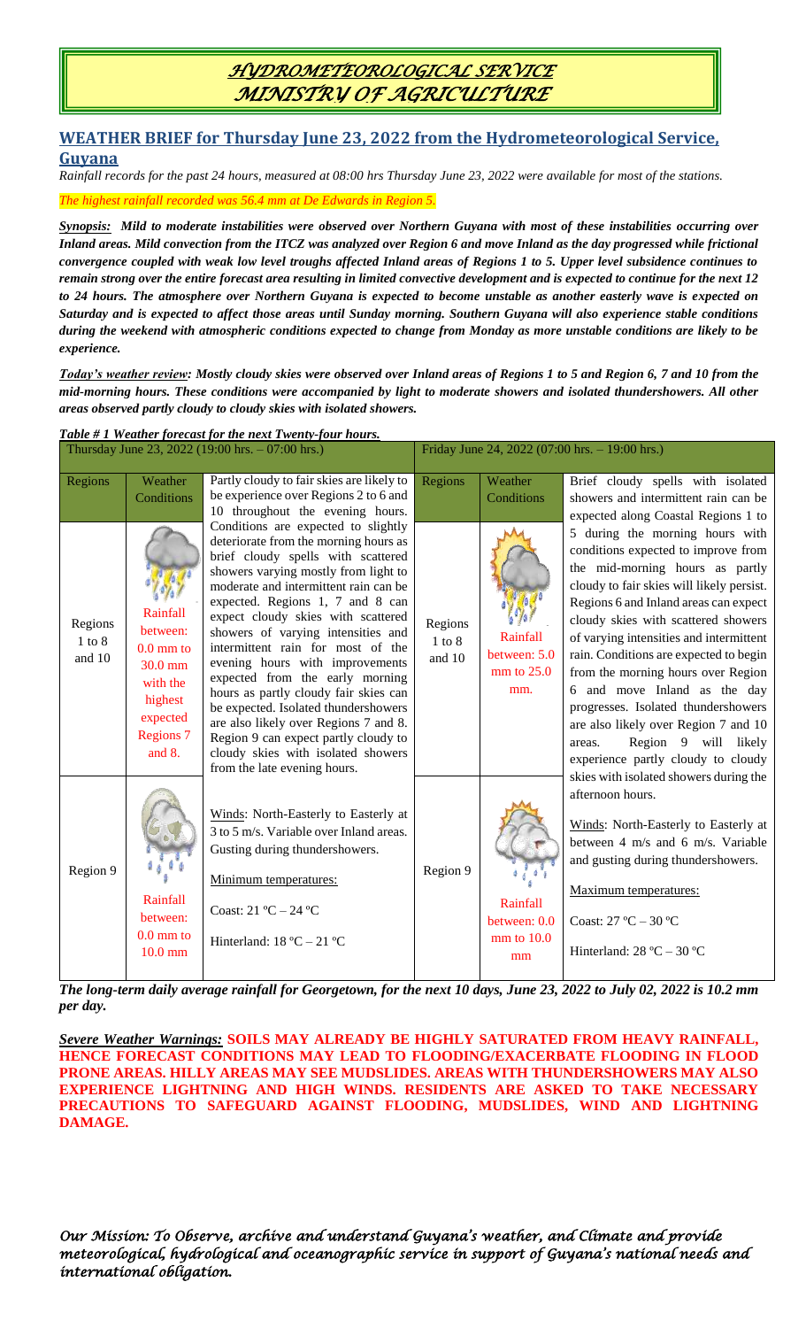# *HYDROMETEOROLOGICAL SERVICE MINISTRY OF AGRICULTURE*

## WEATHER BRIEF for Thursday June 23, 2022 from the Hydrometeorological Service, Guyana

*Rainfall records for the past 24 hours, measured at 08:00 hrs Thursday June 23, 2022 were available for most of the stations.*

*The highest rainfall recorded was 56.4 mm at De Edwards in Region 5.*

***Synopsis:** Mild to moderate instabilities were observed over Northern Guyana with most of these instabilities occurring over Inland areas. Mild convection from the ITCZ was analyzed over Region 6 and move Inland as the day progressed while frictional convergence coupled with weak low level troughs affected Inland areas of Regions 1 to 5. Upper level subsidence continues to remain strong over the entire forecast area resulting in limited convective development and is expected to continue for the next 12 to 24 hours. The atmosphere over Northern Guyana is expected to become unstable as another easterly wave is expected on Saturday and is expected to affect those areas until Sunday morning. Southern Guyana will also experience stable conditions during the weekend with atmospheric conditions expected to change from Monday as more unstable conditions are likely to be experience.*

***Today's weather review:** Mostly cloudy skies were observed over Inland areas of Regions 1 to 5 and Region 6, 7 and 10 from the mid-morning hours. These conditions were accompanied by light to moderate showers and isolated thundershowers. All other areas observed partly cloudy to cloudy skies with isolated showers.*

***Table # 1 Weather forecast for the next Twenty-four hours.***

| Thursday June 23, 2022 (19:00 hrs. – 07:00 hrs.) | | | Friday June 24, 2022 (07:00 hrs. – 19:00 hrs.) | | |
|---|---|---|---|---|---|
| Regions | Weather Conditions | Partly cloudy to fair skies are likely to be experience over Regions 2 to 6 and 10 throughout the evening hours. Conditions are expected to slightly deteriorate from the morning hours as brief cloudy spells with scattered showers varying mostly from light to moderate and intermittent rain can be expected. Regions 1, 7 and 8 can expect cloudy skies with scattered showers of varying intensities and intermittent rain for most of the evening hours with improvements expected from the early morning hours as partly cloudy fair skies can be expected. Isolated thundershowers are also likely over Regions 7 and 8. Region 9 can expect partly cloudy to cloudy skies with isolated showers from the late evening hours.<br><br>Winds: North-Easterly to Easterly at 3 to 5 m/s. Variable over Inland areas. Gusting during thundershowers.<br><br>Minimum temperatures:<br><br>Coast: 21 ºC – 24 ºC<br><br>Hinterland: 18 ºC – 21 ºC | Regions | Weather Conditions | Brief cloudy spells with isolated showers and intermittent rain can be expected along Coastal Regions 1 to 5 during the morning hours with conditions expected to improve from the mid-morning hours as partly cloudy to fair skies will likely persist. Regions 6 and Inland areas can expect cloudy skies with scattered showers of varying intensities and intermittent rain. Conditions are expected to begin from the morning hours over Region 6 and move Inland as the day progresses. Isolated thundershowers are also likely over Region 7 and 10 areas. Region 9 will likely experience partly cloudy to cloudy skies with isolated showers during the afternoon hours.<br><br>Winds: North-Easterly to Easterly at between 4 m/s and 6 m/s. Variable and gusting during thundershowers.<br><br>Maximum temperatures:<br><br>Coast: 27 ºC – 30 ºC<br><br>Hinterland: 28 ºC – 30 ºC |
| Regions 1 to 8 and 10 | Rainfall between: 0.0 mm to 30.0 mm with the highest expected Regions 7 and 8. | | Regions 1 to 8 and 10 | Rainfall between: 5.0 mm to 25.0 mm. | |
| Region 9 | Rainfall between: 0.0 mm to 10.0 mm | | Region 9 | Rainfall between: 0.0 mm to 10.0 mm | |

***The long-term daily average rainfall for Georgetown, for the next 10 days, June 23, 2022 to July 02, 2022 is 10.2 mm per day.***

***Severe Weather Warnings:*** **SOILS MAY ALREADY BE HIGHLY SATURATED FROM HEAVY RAINFALL, HENCE FORECAST CONDITIONS MAY LEAD TO FLOODING/EXACERBATE FLOODING IN FLOOD PRONE AREAS. HILLY AREAS MAY SEE MUDSLIDES. AREAS WITH THUNDERSHOWERS MAY ALSO EXPERIENCE LIGHTNING AND HIGH WINDS. RESIDENTS ARE ASKED TO TAKE NECESSARY PRECAUTIONS TO SAFEGUARD AGAINST FLOODING, MUDSLIDES, WIND AND LIGHTNING DAMAGE.**

*Our Mission: To Observe, archive and understand Guyana's weather, and Climate and provide meteorological, hydrological and oceanographic service in support of Guyana's national needs and international obligation.*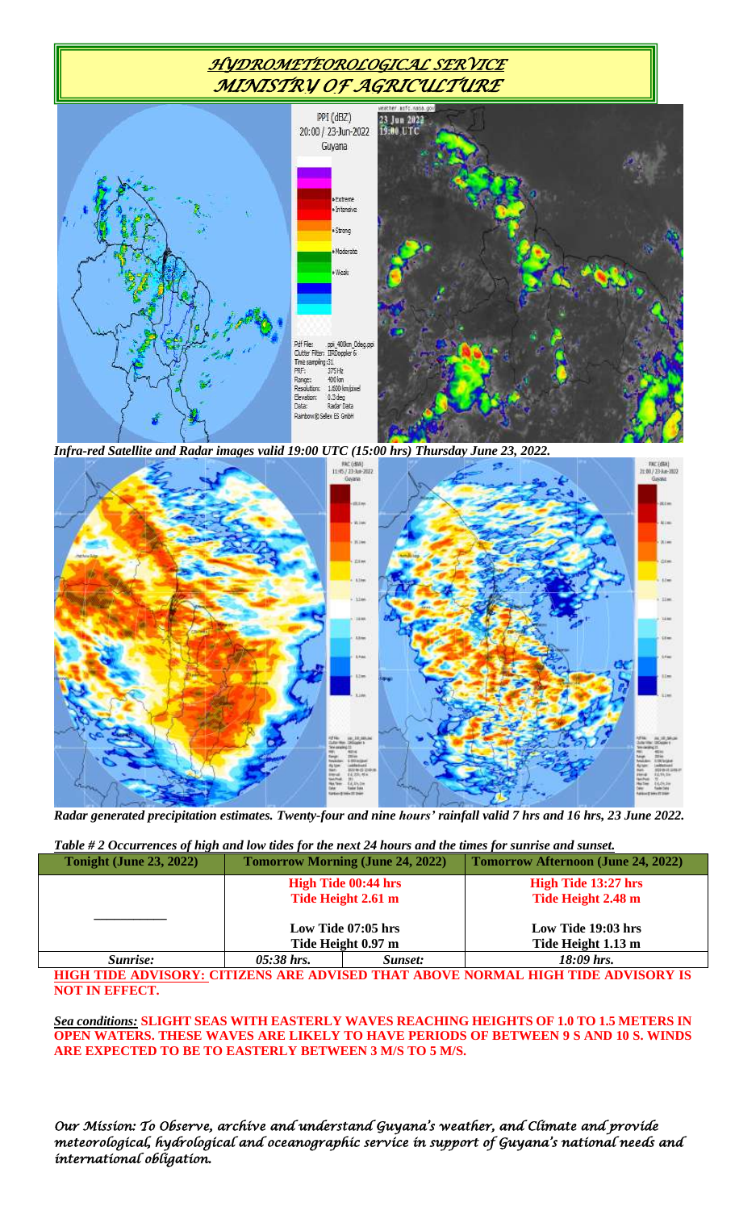# *HYDROMETEOROLOGICAL SERVICE MINISTRY OF AGRICULTURE*

*Infra-red Satellite and Radar images valid 19:00 UTC (15:00 hrs) Thursday June 23, 2022.*

*Radar generated precipitation estimates. Twenty-four and nine hours' rainfall valid 7 hrs and 16 hrs, 23 June 2022.*

***Table # 2 Occurrences of high and low tides for the next 24 hours and the times for sunrise and sunset.***

| Tonight (June 23, 2022) | Tomorrow Morning (June 24, 2022) | | Tomorrow Afternoon (June 24, 2022) |
|---|---|---|---|
| ___________ | High Tide 00:44 hrs<br>Tide Height 2.61 m<br><br>Low Tide 07:05 hrs<br>Tide Height 0.97 m | | High Tide 13:27 hrs<br>Tide Height 2.48 m<br><br>Low Tide 19:03 hrs<br>Tide Height 1.13 m |
| *Sunrise:* | *05:38 hrs.* | *Sunset:* | *18:09 hrs.* |

**HIGH TIDE ADVISORY: CITIZENS ARE ADVISED THAT ABOVE NORMAL HIGH TIDE ADVISORY IS NOT IN EFFECT.**

***Sea conditions:*** **SLIGHT SEAS WITH EASTERLY WAVES REACHING HEIGHTS OF 1.0 TO 1.5 METERS IN OPEN WATERS. THESE WAVES ARE LIKELY TO HAVE PERIODS OF BETWEEN 9 S AND 10 S. WINDS ARE EXPECTED TO BE TO EASTERLY BETWEEN 3 M/S TO 5 M/S.**

*Our Mission: To Observe, archive and understand Guyana's weather, and Climate and provide meteorological, hydrological and oceanographic service in support of Guyana's national needs and international obligation.*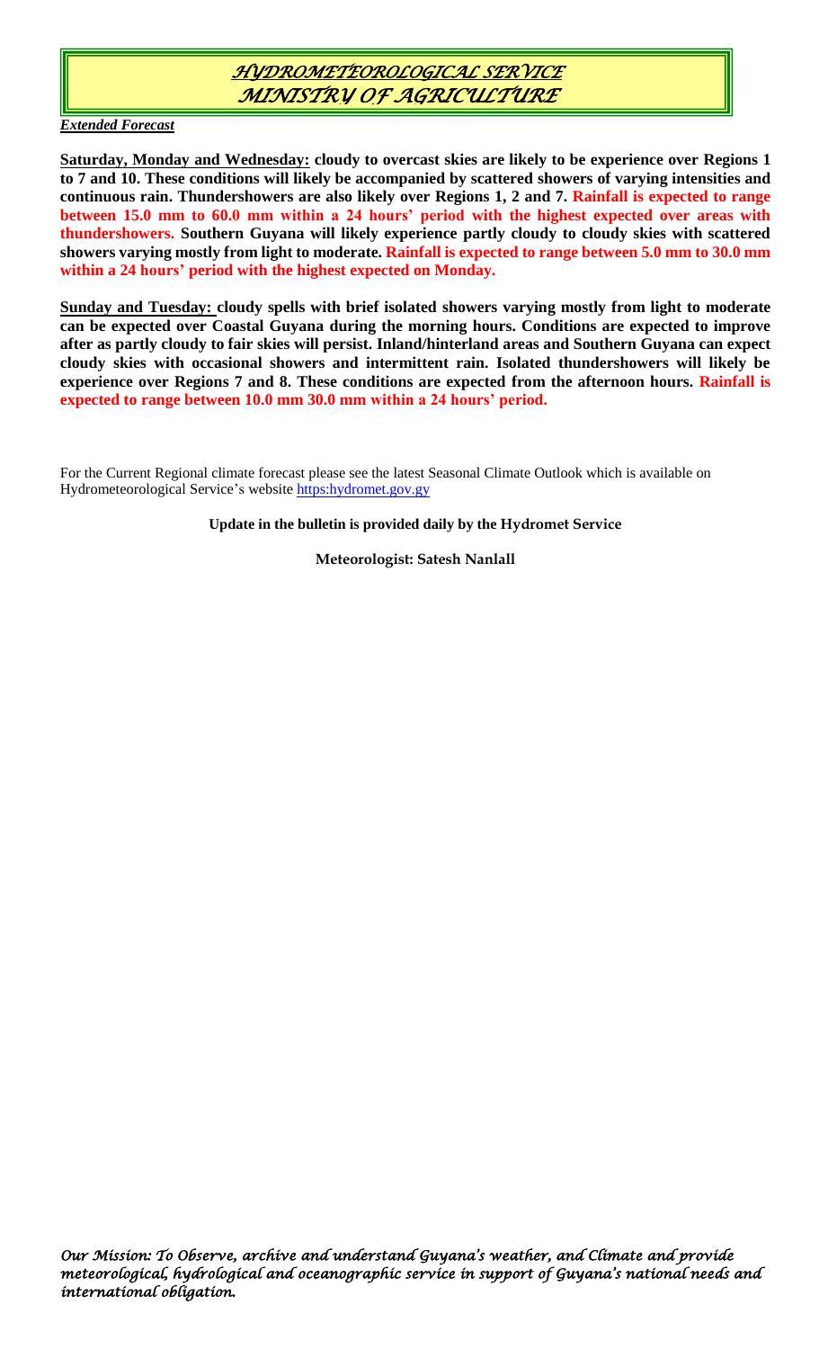# *HYDROMETEOROLOGICAL SERVICE*
# *MINISTRY OF AGRICULTURE*

***Extended Forecast***

**Saturday, Monday and Wednesday: cloudy to overcast skies are likely to be experience over Regions 1 to 7 and 10. These conditions will likely be accompanied by scattered showers of varying intensities and continuous rain. Thundershowers are also likely over Regions 1, 2 and 7. Rainfall is expected to range between 15.0 mm to 60.0 mm within a 24 hours' period with the highest expected over areas with thundershowers. Southern Guyana will likely experience partly cloudy to cloudy skies with scattered showers varying mostly from light to moderate. Rainfall is expected to range between 5.0 mm to 30.0 mm within a 24 hours' period with the highest expected on Monday.**

**Sunday and Tuesday: cloudy spells with brief isolated showers varying mostly from light to moderate can be expected over Coastal Guyana during the morning hours. Conditions are expected to improve after as partly cloudy to fair skies will persist. Inland/hinterland areas and Southern Guyana can expect cloudy skies with occasional showers and intermittent rain. Isolated thundershowers will likely be experience over Regions 7 and 8. These conditions are expected from the afternoon hours. Rainfall is expected to range between 10.0 mm 30.0 mm within a 24 hours' period.**

For the Current Regional climate forecast please see the latest Seasonal Climate Outlook which is available on Hydrometeorological Service's website https:hydromet.gov.gy

**Update in the bulletin is provided daily by the Hydromet Service**

**Meteorologist: Satesh Nanlall**

*Our Mission: To Observe, archive and understand Guyana's weather, and Climate and provide meteorological, hydrological and oceanographic service in support of Guyana's national needs and international obligation.*